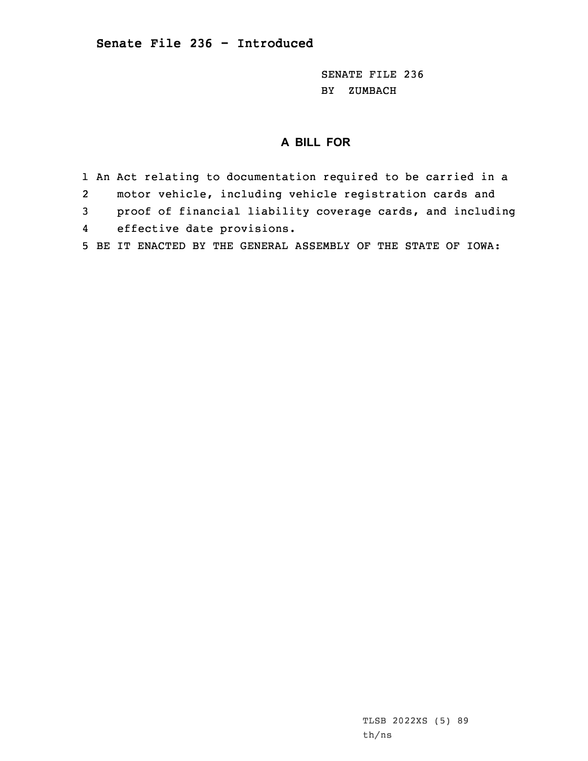**Senate File 236 - Introduced**

SENATE FILE 236
BY ZUMBACH

## A BILL FOR

1 An Act relating to documentation required to be carried in a
2 motor vehicle, including vehicle registration cards and
3 proof of financial liability coverage cards, and including
4 effective date provisions.
5 BE IT ENACTED BY THE GENERAL ASSEMBLY OF THE STATE OF IOWA:

TLSB 2022XS (5) 89
th/ns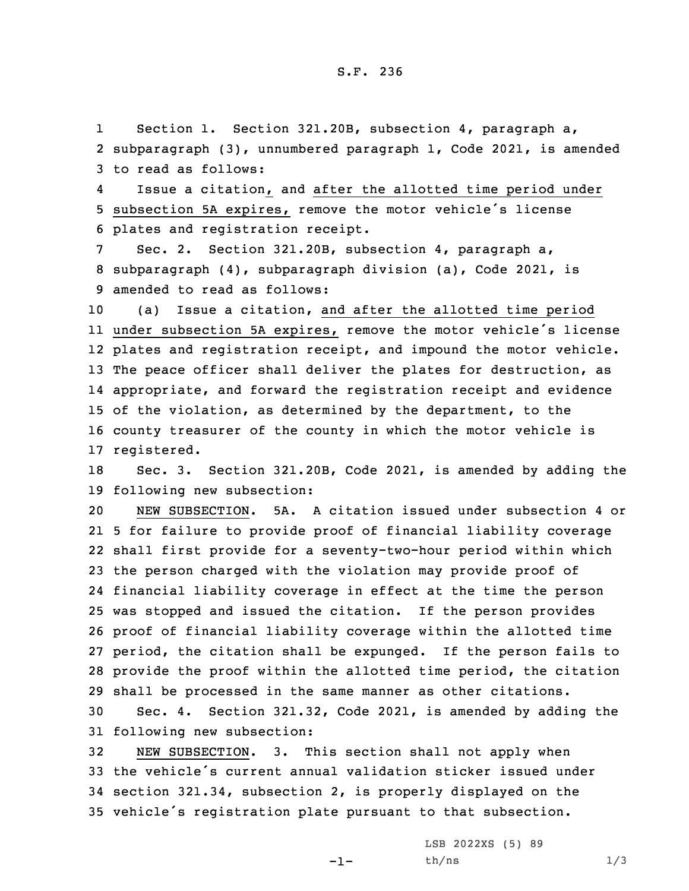S.F. 236

1 Section 1. Section 321.20B, subsection 4, paragraph a,
2 subparagraph (3), unnumbered paragraph 1, Code 2021, is amended
3 to read as follows:

4 Issue a citation, and after the allotted time period under
5 subsection 5A expires, remove the motor vehicle's license
6 plates and registration receipt.

7 Sec. 2. Section 321.20B, subsection 4, paragraph a,
8 subparagraph (4), subparagraph division (a), Code 2021, is
9 amended to read as follows:

10 (a) Issue a citation, and after the allotted time period
11 under subsection 5A expires, remove the motor vehicle's license
12 plates and registration receipt, and impound the motor vehicle.
13 The peace officer shall deliver the plates for destruction, as
14 appropriate, and forward the registration receipt and evidence
15 of the violation, as determined by the department, to the
16 county treasurer of the county in which the motor vehicle is
17 registered.

18 Sec. 3. Section 321.20B, Code 2021, is amended by adding the
19 following new subsection:

20 NEW SUBSECTION. 5A. A citation issued under subsection 4 or
21 5 for failure to provide proof of financial liability coverage
22 shall first provide for a seventy-two-hour period within which
23 the person charged with the violation may provide proof of
24 financial liability coverage in effect at the time the person
25 was stopped and issued the citation. If the person provides
26 proof of financial liability coverage within the allotted time
27 period, the citation shall be expunged. If the person fails to
28 provide the proof within the allotted time period, the citation
29 shall be processed in the same manner as other citations.

30 Sec. 4. Section 321.32, Code 2021, is amended by adding the
31 following new subsection:

32 NEW SUBSECTION. 3. This section shall not apply when
33 the vehicle's current annual validation sticker issued under
34 section 321.34, subsection 2, is properly displayed on the
35 vehicle's registration plate pursuant to that subsection.

LSB 2022XS (5) 89
th/ns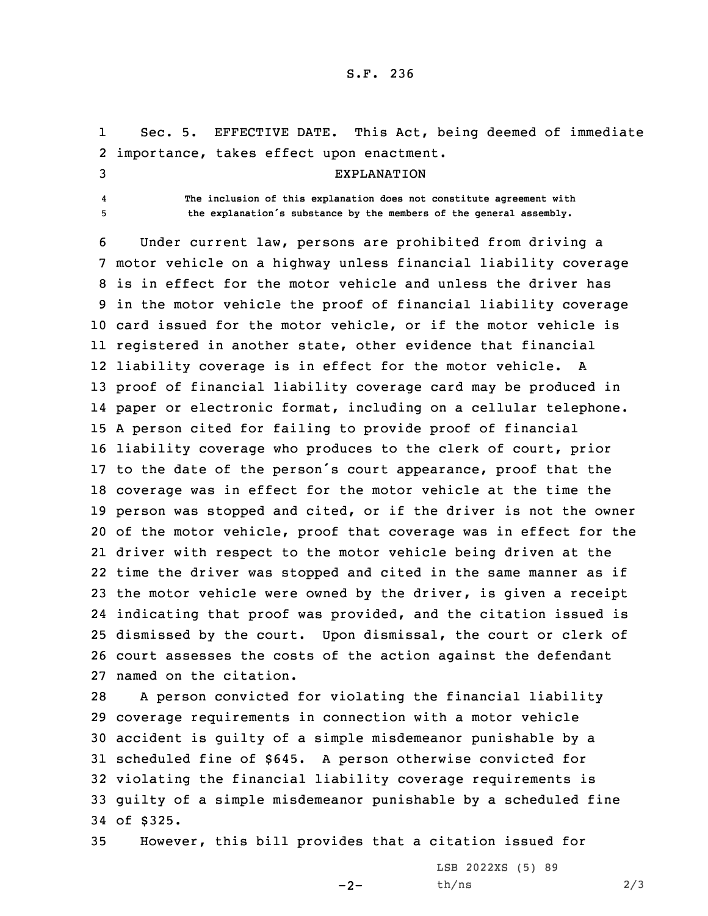Sec. 5. EFFECTIVE DATE. This Act, being deemed of immediate importance, takes effect upon enactment.

EXPLANATION

The inclusion of this explanation does not constitute agreement with the explanation's substance by the members of the general assembly.

Under current law, persons are prohibited from driving a motor vehicle on a highway unless financial liability coverage is in effect for the motor vehicle and unless the driver has in the motor vehicle the proof of financial liability coverage card issued for the motor vehicle, or if the motor vehicle is registered in another state, other evidence that financial liability coverage is in effect for the motor vehicle. A proof of financial liability coverage card may be produced in paper or electronic format, including on a cellular telephone. A person cited for failing to provide proof of financial liability coverage who produces to the clerk of court, prior to the date of the person's court appearance, proof that the coverage was in effect for the motor vehicle at the time the person was stopped and cited, or if the driver is not the owner of the motor vehicle, proof that coverage was in effect for the driver with respect to the motor vehicle being driven at the time the driver was stopped and cited in the same manner as if the motor vehicle were owned by the driver, is given a receipt indicating that proof was provided, and the citation issued is dismissed by the court. Upon dismissal, the court or clerk of court assesses the costs of the action against the defendant named on the citation.

A person convicted for violating the financial liability coverage requirements in connection with a motor vehicle accident is guilty of a simple misdemeanor punishable by a scheduled fine of $645. A person otherwise convicted for violating the financial liability coverage requirements is guilty of a simple misdemeanor punishable by a scheduled fine of $325.

However, this bill provides that a citation issued for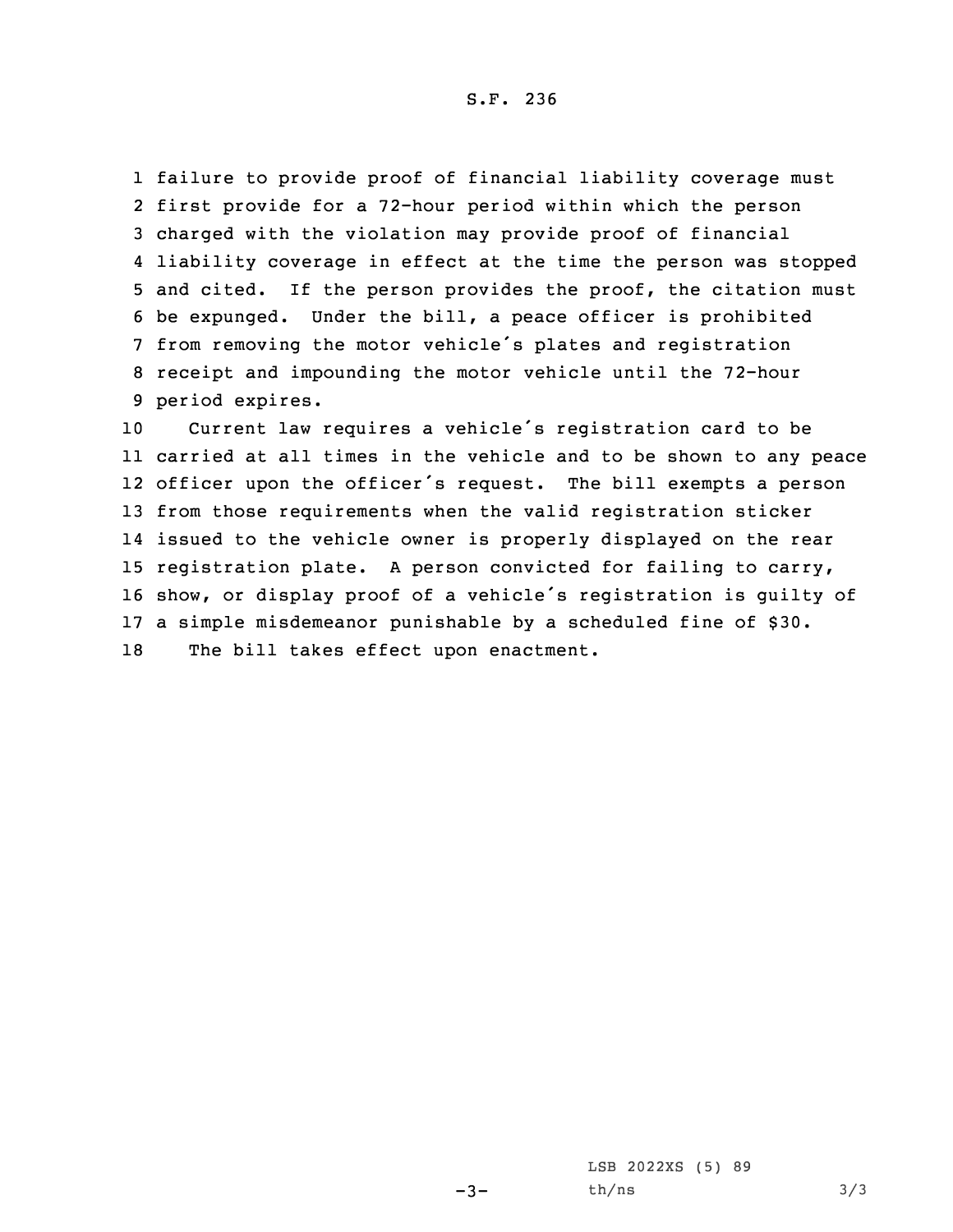failure to provide proof of financial liability coverage must first provide for a 72-hour period within which the person charged with the violation may provide proof of financial liability coverage in effect at the time the person was stopped and cited. If the person provides the proof, the citation must be expunged. Under the bill, a peace officer is prohibited from removing the motor vehicle's plates and registration receipt and impounding the motor vehicle until the 72-hour period expires.

Current law requires a vehicle's registration card to be carried at all times in the vehicle and to be shown to any peace officer upon the officer's request. The bill exempts a person from those requirements when the valid registration sticker issued to the vehicle owner is properly displayed on the rear registration plate. A person convicted for failing to carry, show, or display proof of a vehicle's registration is guilty of a simple misdemeanor punishable by a scheduled fine of $30.

The bill takes effect upon enactment.

LSB 2022XS (5) 89
th/ns